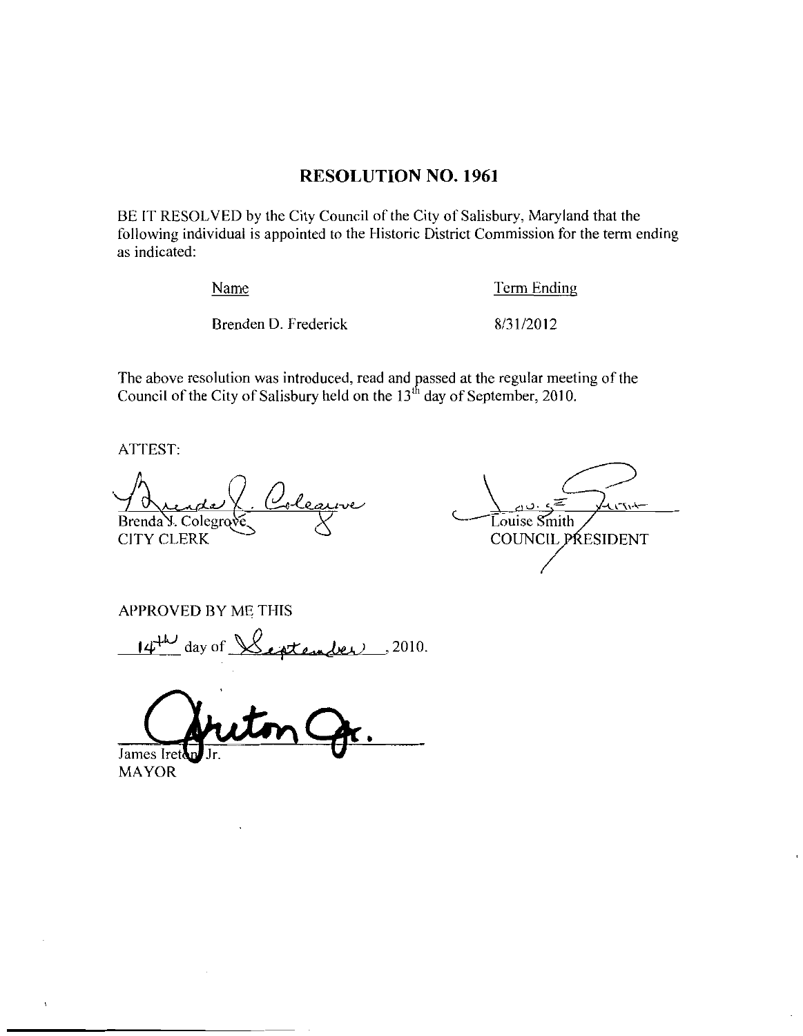# RESOLUTION NO. 1961

BE IT RESOLVED by the City Council of the City of Salisbury, Maryland that the following individual is appointed to the Historic District Commission for the term ending as indicated:

| Name | Term Ending |
|---|---|
| Brenden D. Frederick | 8/31/2012 |

The above resolution was introduced, read and passed at the regular meeting of the Council of the City of Salisbury held on the 13th day of September, 2010.

ATTEST:

Brenda J. Colegrove
CITY CLERK

Louise Smith
COUNCIL PRESIDENT

APPROVED BY ME THIS

14th day of September, 2010.

James Ireton Jr.
MAYOR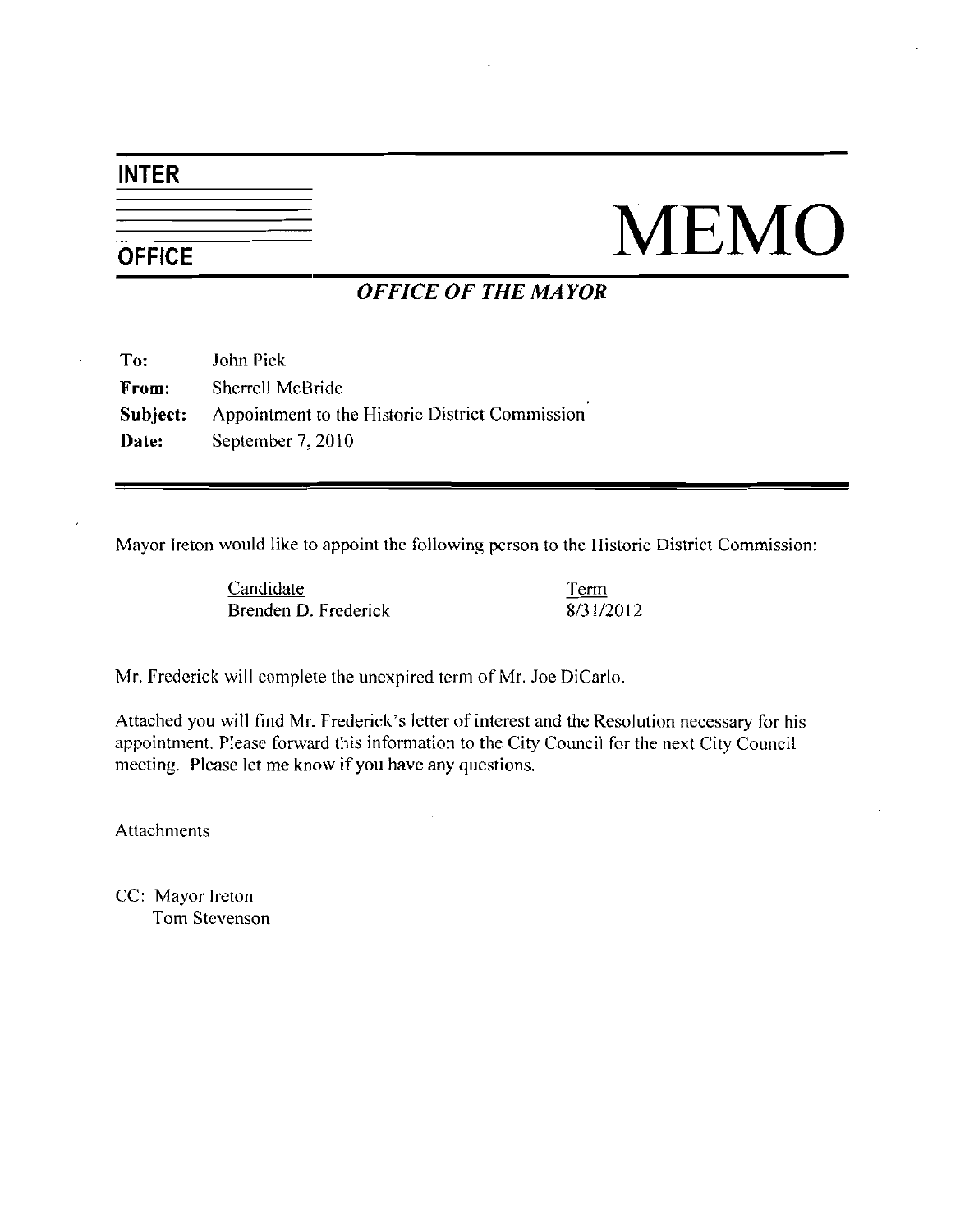INTER

OFFICE

# MEMO

***OFFICE OF THE MAYOR***

**To:** John Pick
**From:** Sherrell McBride
**Subject:** Appointment to the Historic District Commission
**Date:** September 7, 2010

---

Mayor Ireton would like to appoint the following person to the Historic District Commission:

| Candidate | Term |
|---|---|
| Brenden D. Frederick | 8/31/2012 |

Mr. Frederick will complete the unexpired term of Mr. Joe DiCarlo.

Attached you will find Mr. Frederick's letter of interest and the Resolution necessary for his appointment. Please forward this information to the City Council for the next City Council meeting. Please let me know if you have any questions.

Attachments

CC: Mayor Ireton
Tom Stevenson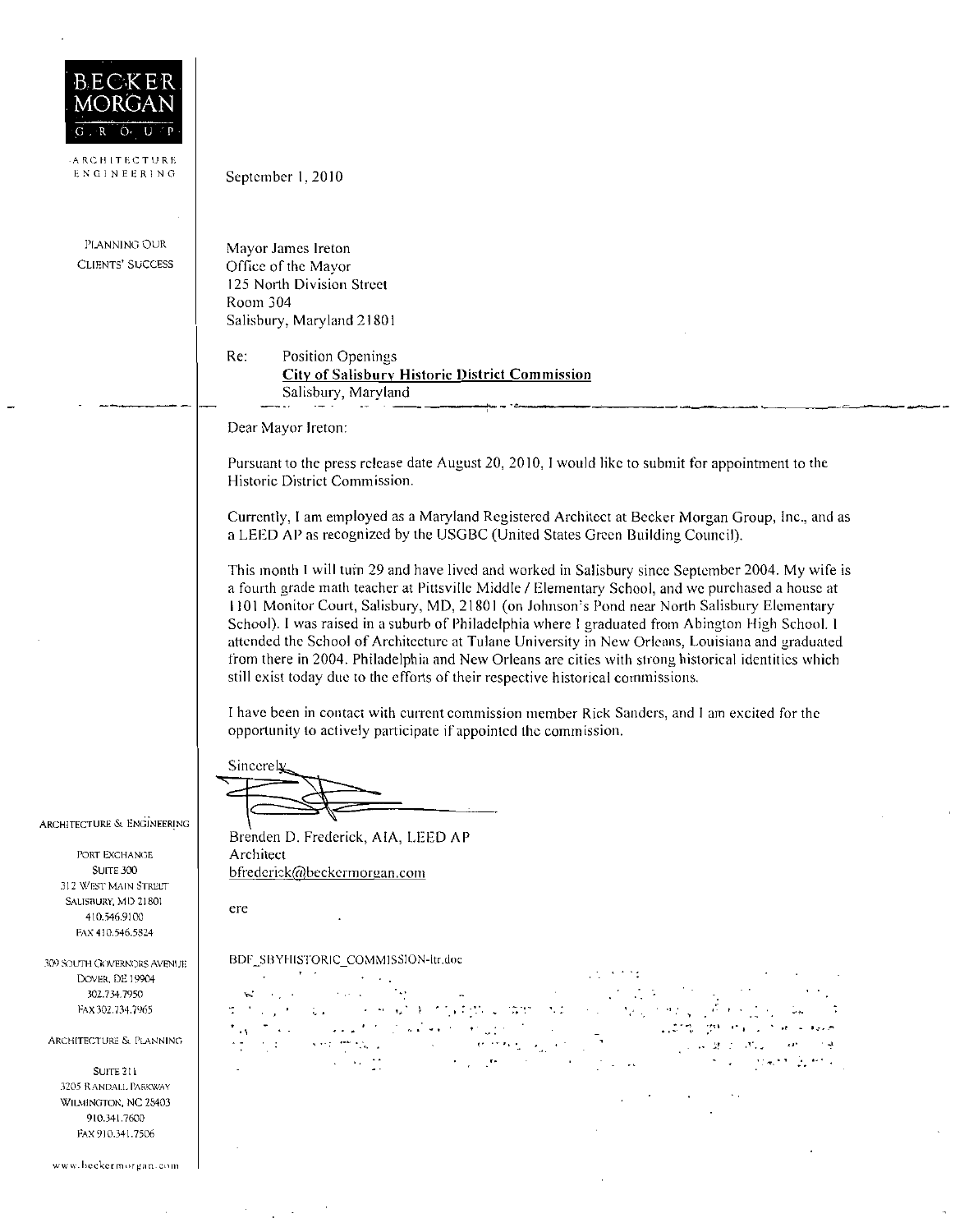**BECKER MORGAN GROUP**

ARCHITECTURE ENGINEERING

PLANNING OUR CLIENTS' SUCCESS

September 1, 2010

Mayor James Ireton
Office of the Mayor
125 North Division Street
Room 304
Salisbury, Maryland 21801

Re: Position Openings
**City of Salisbury Historic District Commission**
Salisbury, Maryland

Dear Mayor Ireton:

Pursuant to the press release date August 20, 2010, I would like to submit for appointment to the Historic District Commission.

Currently, I am employed as a Maryland Registered Architect at Becker Morgan Group, Inc., and as a LEED AP as recognized by the USGBC (United States Green Building Council).

This month I will turn 29 and have lived and worked in Salisbury since September 2004. My wife is a fourth grade math teacher at Pittsville Middle / Elementary School, and we purchased a house at 1101 Monitor Court, Salisbury, MD, 21801 (on Johnson's Pond near North Salisbury Elementary School). I was raised in a suburb of Philadelphia where I graduated from Abington High School. I attended the School of Architecture at Tulane University in New Orleans, Louisiana and graduated from there in 2004. Philadelphia and New Orleans are cities with strong historical identities which still exist today due to the efforts of their respective historical commissions.

I have been in contact with current commission member Rick Sanders, and I am excited for the opportunity to actively participate if appointed the commission.

Sincerely,

Brenden D. Frederick, AIA, LEED AP
Architect
bfrederick@beckermorgan.com

ere

BDF_SBYHISTORIC_COMMISSION-ltr.doc

ARCHITECTURE & ENGINEERING

PORT EXCHANGE
SUITE 300
312 WEST MAIN STREET
SALISBURY, MD 21801
410.546.9100
FAX 410.546.5824

309 SOUTH GOVERNORS AVENUE
DOVER, DE 19904
302.734.7950
FAX 302.734.7965

ARCHITECTURE & PLANNING

SUITE 211
3205 RANDALL PARKWAY
WILMINGTON, NC 28403
910.341.7600
FAX 910.341.7506

www.beckermorgan.com